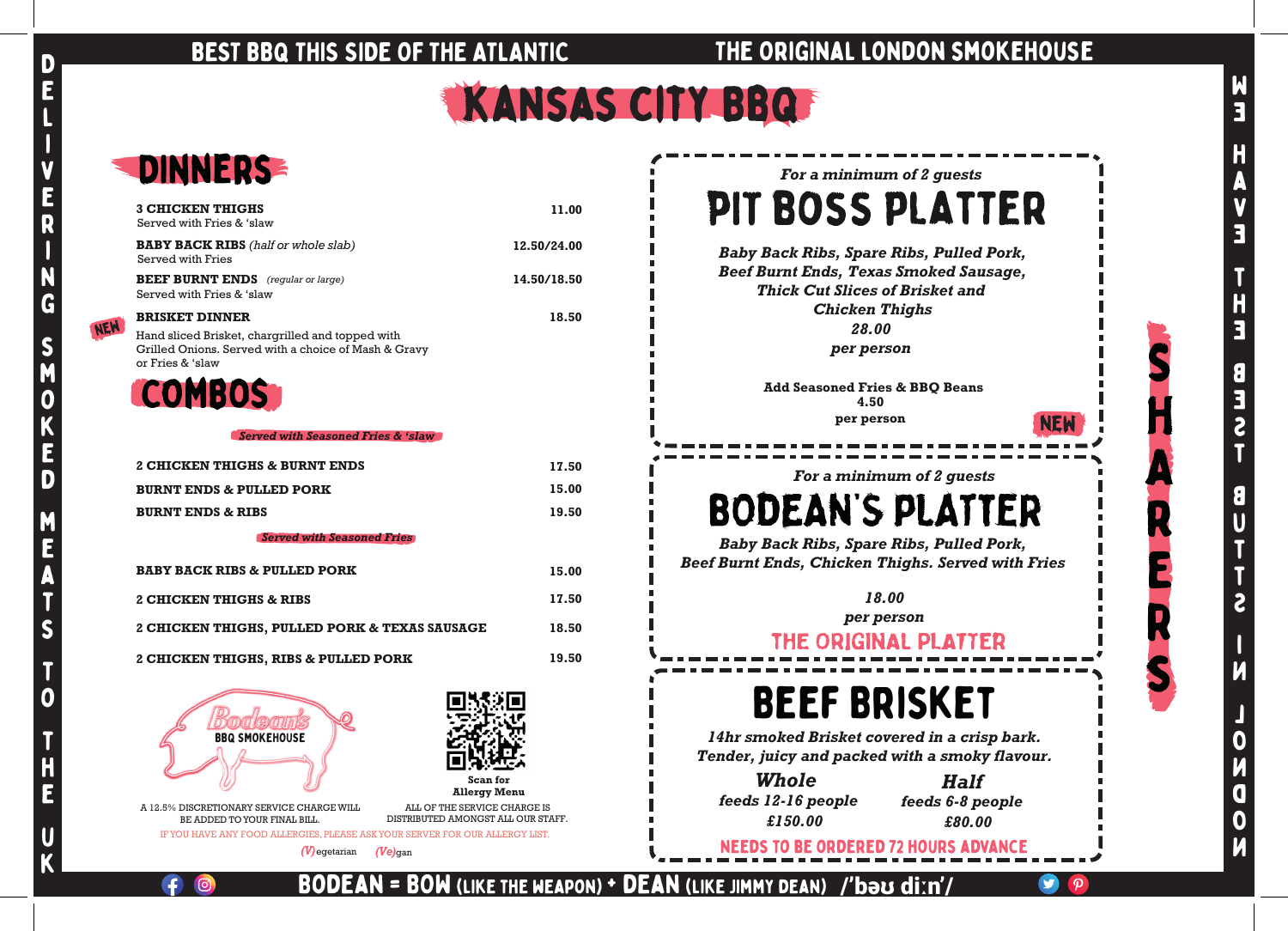BEST BBQ THIS SIDE OF THE ATLANTIC

THE ORIGINAL LONDON SMOKEHOUSE

# KANSAS CITY BBQ

DELIVERING SMOKED MEATS TO THE UK

## DINNERS

| Item | Price |
|---|---|
| **3 CHICKEN THIGHS**<br>Served with Fries & 'slaw | 11.00 |
| **BABY BACK RIBS** *(half or whole slab)*<br>Served with Fries | 12.50/24.00 |
| **BEEF BURNT ENDS** *(regular or large)*<br>Served with Fries & 'slaw | 14.50/18.50 |
| NEW **BRISKET DINNER**<br>Hand sliced Brisket, chargrilled and topped with Grilled Onions. Served with a choice of Mash & Gravy or Fries & 'slaw | 18.50 |

## COMBOS

*Served with Seasoned Fries & 'slaw*

| Item | Price |
|---|---|
| **2 CHICKEN THIGHS & BURNT ENDS** | 17.50 |
| **BURNT ENDS & PULLED PORK** | 15.00 |
| **BURNT ENDS & RIBS** | 19.50 |

*Served with Seasoned Fries*

| Item | Price |
|---|---|
| **BABY BACK RIBS & PULLED PORK** | 15.00 |
| **2 CHICKEN THIGHS & RIBS** | 17.50 |
| **2 CHICKEN THIGHS, PULLED PORK & TEXAS SAUSAGE** | 18.50 |
| **2 CHICKEN THIGHS, RIBS & PULLED PORK** | 19.50 |

Bodean's BBQ SMOKEHOUSE

Scan for Allergy Menu

A 12.5% DISCRETIONARY SERVICE CHARGE WILL BE ADDED TO YOUR FINAL BILL.

ALL OF THE SERVICE CHARGE IS DISTRIBUTED AMONGST ALL OUR STAFF.

IF YOU HAVE ANY FOOD ALLERGIES, PLEASE ASK YOUR SERVER FOR OUR ALLERGY LIST.

*(V)*egetarian *(Ve)*gan

## SHARERS

*For a minimum of 2 guests*

### PIT BOSS PLATTER

*Baby Back Ribs, Spare Ribs, Pulled Pork, Beef Burnt Ends, Texas Smoked Sausage, Thick Cut Slices of Brisket and Chicken Thighs*

*28.00 per person*

**Add Seasoned Fries & BBQ Beans**
**4.50**
**per person**

NEW

*For a minimum of 2 guests*

### BODEAN'S PLATTER

*Baby Back Ribs, Spare Ribs, Pulled Pork, Beef Burnt Ends, Chicken Thighs. Served with Fries*

*18.00 per person*

THE ORIGINAL PLATTER

### BEEF BRISKET

*14hr smoked Brisket covered in a crisp bark. Tender, juicy and packed with a smoky flavour.*

| *Whole* | *Half* |
|---|---|
| *feeds 12-16 people* | *feeds 6-8 people* |
| *£150.00* | *£80.00* |

NEEDS TO BE ORDERED 72 HOURS ADVANCE

WE HAVE THE BEST BUTTS IN LONDON

BODEAN = BOW (LIKE THE WEAPON) + DEAN (LIKE JIMMY DEAN) /'bəʊ diːn'/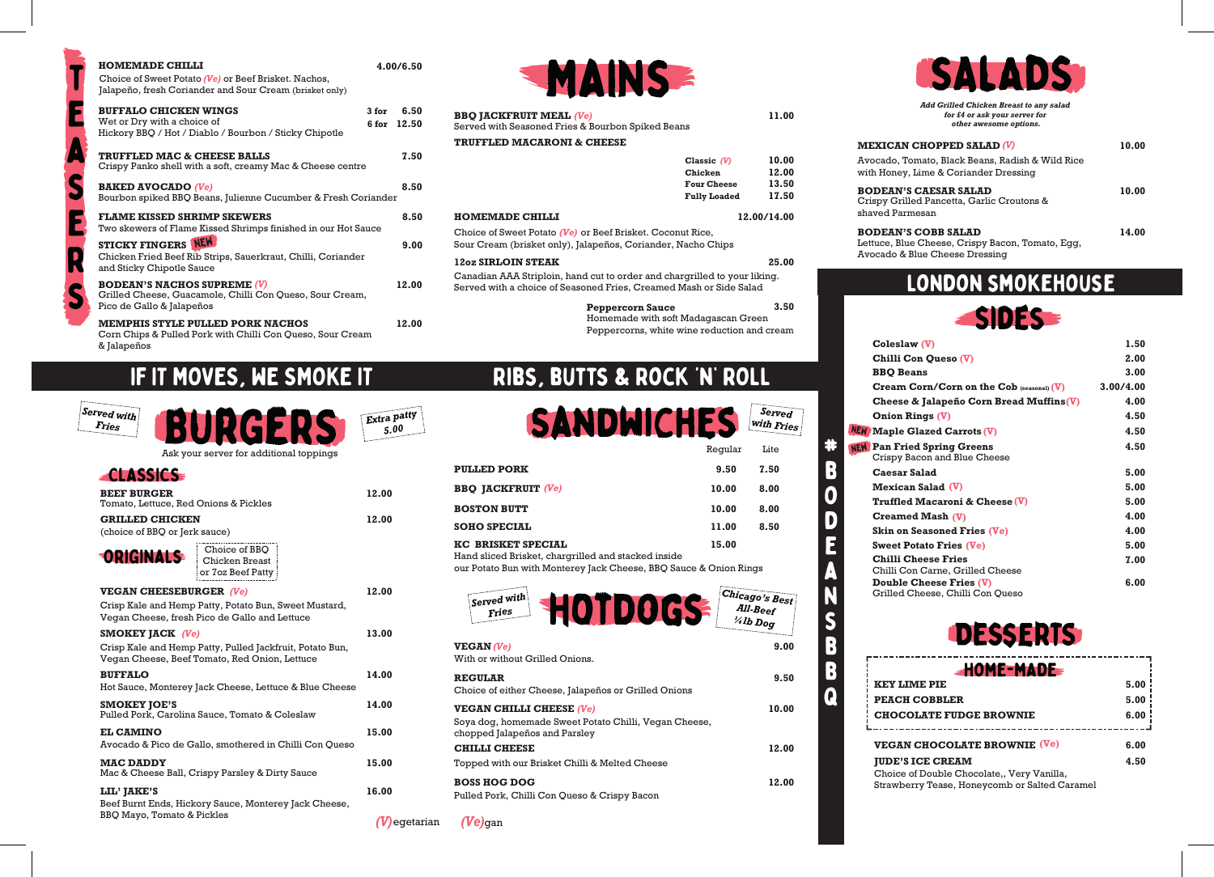# TEASERS

**HOMEMADE CHILLI** — 4.00/6.50
Choice of Sweet Potato *(Ve)* or Beef Brisket. Nachos, Jalapeño, fresh Coriander and Sour Cream (brisket only)

**BUFFALO CHICKEN WINGS** — 3 for 6.50 / 6 for 12.50
Wet or Dry with a choice of Hickory BBQ / Hot / Diablo / Bourbon / Sticky Chipotle

**TRUFFLED MAC & CHEESE BALLS** — 7.50
Crispy Panko shell with a soft, creamy Mac & Cheese centre

**BAKED AVOCADO** *(Ve)* — 8.50
Bourbon spiked BBQ Beans, Julienne Cucumber & Fresh Coriander

**FLAME KISSED SHRIMP SKEWERS** — 8.50
Two skewers of Flame Kissed Shrimps finished in our Hot Sauce

**STICKY FINGERS** NEW — 9.00
Chicken Fried Beef Rib Strips, Sauerkraut, Chilli, Coriander and Sticky Chipotle Sauce

**BODEAN'S NACHOS SUPREME** *(V)* — 12.00
Grilled Cheese, Guacamole, Chilli Con Queso, Sour Cream, Pico de Gallo & Jalapeños

**MEMPHIS STYLE PULLED PORK NACHOS** — 12.00
Corn Chips & Pulled Pork with Chilli Con Queso, Sour Cream & Jalapeños

# MAINS

**BBQ JACKFRUIT MEAL** *(Ve)* — 11.00
Served with Seasoned Fries & Bourbon Spiked Beans

**TRUFFLED MACARONI & CHEESE**

| | |
|---|---|
| Classic *(V)* | 10.00 |
| Chicken | 12.00 |
| Four Cheese | 13.50 |
| Fully Loaded | 17.50 |

**HOMEMADE CHILLI** — 12.00/14.00
Choice of Sweet Potato *(Ve)* or Beef Brisket. Coconut Rice, Sour Cream (brisket only), Jalapeños, Coriander, Nacho Chips

**12oz SIRLOIN STEAK** — 25.00
Canadian AAA Striploin, hand cut to order and chargrilled to your liking. Served with a choice of Seasoned Fries, Creamed Mash or Side Salad

**Peppercorn Sauce** — 3.50
Homemade with soft Madagascan Green Peppercorns, white wine reduction and cream

# SALADS

*Add Grilled Chicken Breast to any salad for £4 or ask your server for other awesome options.*

**MEXICAN CHOPPED SALAD** *(V)* — 10.00
Avocado, Tomato, Black Beans, Radish & Wild Rice with Honey, Lime & Coriander Dressing

**BODEAN'S CAESAR SALAD** — 10.00
Crispy Grilled Pancetta, Garlic Croutons & shaved Parmesan

**BODEAN'S COBB SALAD** — 14.00
Lettuce, Blue Cheese, Crispy Bacon, Tomato, Egg, Avocado & Blue Cheese Dressing

## IF IT MOVES, WE SMOKE IT

# BURGERS

*Served with Fries* — *Extra patty 5.00*

Ask your server for additional toppings

### CLASSICS

**BEEF BURGER** — 12.00
Tomato, Lettuce, Red Onions & Pickles

**GRILLED CHICKEN** — 12.00
(choice of BBQ or Jerk sauce)

### ORIGINALS

Choice of BBQ Chicken Breast or 7oz Beef Patty

**VEGAN CHEESEBURGER** *(Ve)* — 12.00
Crisp Kale and Hemp Patty, Potato Bun, Sweet Mustard, Vegan Cheese, fresh Pico de Gallo and Lettuce

**SMOKEY JACK** *(Ve)* — 13.00
Crisp Kale and Hemp Patty, Pulled Jackfruit, Potato Bun, Vegan Cheese, Beef Tomato, Red Onion, Lettuce

**BUFFALO** — 14.00
Hot Sauce, Monterey Jack Cheese, Lettuce & Blue Cheese

**SMOKEY JOE'S** — 14.00
Pulled Pork, Carolina Sauce, Tomato & Coleslaw

**EL CAMINO** — 15.00
Avocado & Pico de Gallo, smothered in Chilli Con Queso

**MAC DADDY** — 15.00
Mac & Cheese Ball, Crispy Parsley & Dirty Sauce

**LIL' JAKE'S** — 16.00
Beef Burnt Ends, Hickory Sauce, Monterey Jack Cheese, BBQ Mayo, Tomato & Pickles

## RIBS, BUTTS & ROCK 'N' ROLL

# SANDWICHES

*Served with Fries*

| | Regular | Lite |
|---|---|---|
| **PULLED PORK** | 9.50 | 7.50 |
| **BBQ JACKFRUIT** *(Ve)* | 10.00 | 8.00 |
| **BOSTON BUTT** | 10.00 | 8.00 |
| **SOHO SPECIAL** | 11.00 | 8.50 |
| **KC BRISKET SPECIAL** | 15.00 | |

Hand sliced Brisket, chargrilled and stacked inside our Potato Bun with Monterey Jack Cheese, BBQ Sauce & Onion Rings

# HOTDOGS

*Served with Fries* — *Chicago's Best All-Beef ¼lb Dog*

**VEGAN** *(Ve)* — 9.00
With or without Grilled Onions.

**REGULAR** — 9.50
Choice of either Cheese, Jalapeños or Grilled Onions

**VEGAN CHILLI CHEESE** *(Ve)* — 10.00
Soya dog, homemade Sweet Potato Chilli, Vegan Cheese, chopped Jalapeños and Parsley

**CHILLI CHEESE** — 12.00
Topped with our Brisket Chilli & Melted Cheese

**BOSS HOG DOG** — 12.00
Pulled Pork, Chilli Con Queso & Crispy Bacon

*(V)* egetarian *(Ve)* gan

## LONDON SMOKEHOUSE

# SIDES

| | |
|---|---|
| Coleslaw *(V)* | 1.50 |
| Chilli Con Queso *(V)* | 2.00 |
| BBQ Beans | 3.00 |
| Cream Corn/Corn on the Cob (seasonal) *(V)* | 3.00/4.00 |
| Cheese & Jalapeño Corn Bread Muffins *(V)* | 4.00 |
| Onion Rings *(V)* | 4.50 |
| NEW Maple Glazed Carrots *(V)* | 4.50 |
| NEW Pan Fried Spring Greens — Crispy Bacon and Blue Cheese | 4.50 |
| Caesar Salad | 5.00 |
| Mexican Salad *(V)* | 5.00 |
| Truffled Macaroni & Cheese *(V)* | 5.00 |
| Creamed Mash *(V)* | 4.00 |
| Skin on Seasoned Fries *(Ve)* | 4.00 |
| Sweet Potato Fries *(Ve)* | 5.00 |
| Chilli Cheese Fries — Chilli Con Carne, Grilled Cheese | 7.00 |
| Double Cheese Fries *(V)* — Grilled Cheese, Chilli Con Queso | 6.00 |

# DESSERTS

### HOME-MADE

| | |
|---|---|
| **KEY LIME PIE** | 5.00 |
| **PEACH COBBLER** | 5.00 |
| **CHOCOLATE FUDGE BROWNIE** | 6.00 |

**VEGAN CHOCOLATE BROWNIE** *(Ve)* — 6.00

**JUDE'S ICE CREAM** — 4.50
Choice of Double Chocolate,, Very Vanilla, Strawberry Tease, Honeycomb or Salted Caramel

# BODEANS BBQ